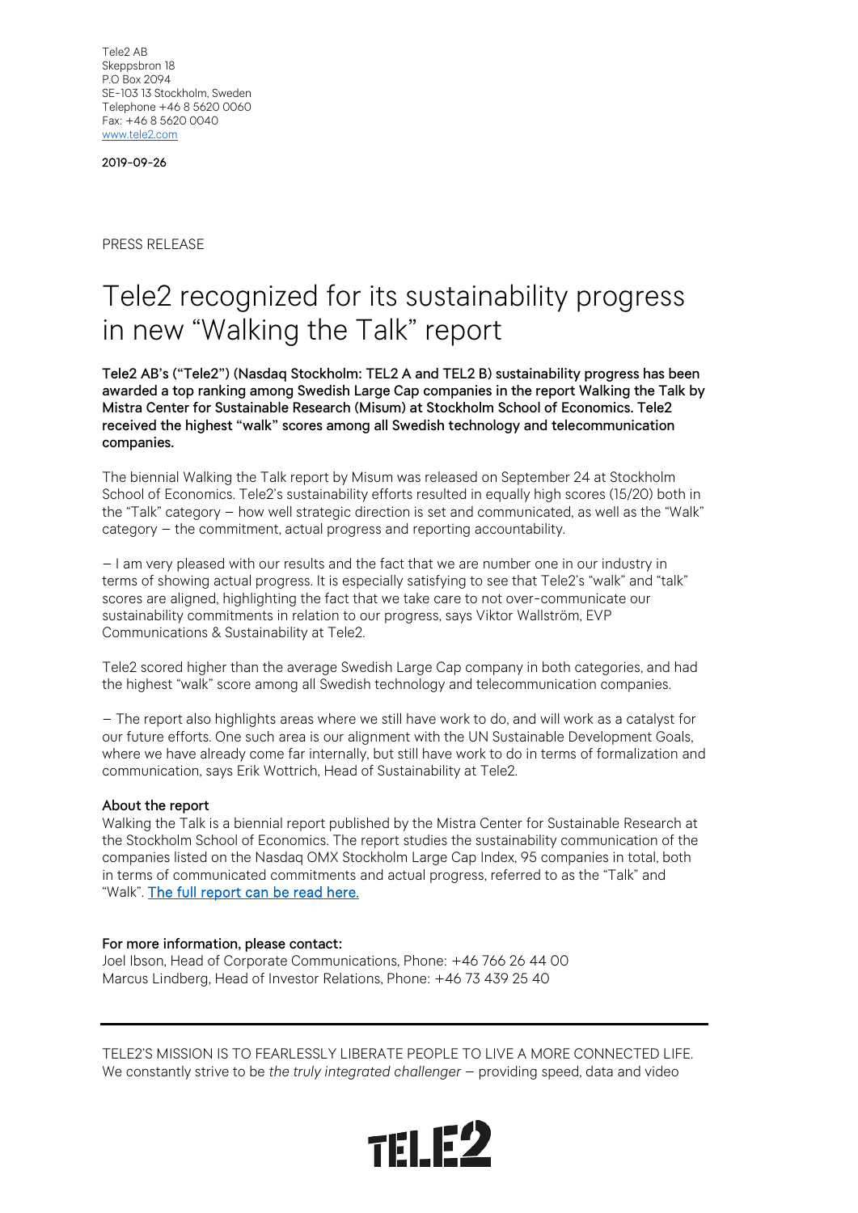Tele2 AB
Skeppsbron 18
P.O Box 2094
SE-103 13 Stockholm, Sweden
Telephone +46 8 5620 0060
Fax: +46 8 5620 0040
www.tele2.com

2019-09-26

PRESS RELEASE

# Tele2 recognized for its sustainability progress in new “Walking the Talk” report

**Tele2 AB’s (“Tele2”) (Nasdaq Stockholm: TEL2 A and TEL2 B) sustainability progress has been awarded a top ranking among Swedish Large Cap companies in the report Walking the Talk by Mistra Center for Sustainable Research (Misum) at Stockholm School of Economics. Tele2 received the highest “walk” scores among all Swedish technology and telecommunication companies.**

The biennial Walking the Talk report by Misum was released on September 24 at Stockholm School of Economics. Tele2’s sustainability efforts resulted in equally high scores (15/20) both in the “Talk” category – how well strategic direction is set and communicated, as well as the “Walk” category – the commitment, actual progress and reporting accountability.

– I am very pleased with our results and the fact that we are number one in our industry in terms of showing actual progress. It is especially satisfying to see that Tele2’s “walk” and “talk” scores are aligned, highlighting the fact that we take care to not over-communicate our sustainability commitments in relation to our progress, says Viktor Wallström, EVP Communications & Sustainability at Tele2.

Tele2 scored higher than the average Swedish Large Cap company in both categories, and had the highest “walk” score among all Swedish technology and telecommunication companies.

– The report also highlights areas where we still have work to do, and will work as a catalyst for our future efforts. One such area is our alignment with the UN Sustainable Development Goals, where we have already come far internally, but still have work to do in terms of formalization and communication, says Erik Wottrich, Head of Sustainability at Tele2.

**About the report**
Walking the Talk is a biennial report published by the Mistra Center for Sustainable Research at the Stockholm School of Economics. The report studies the sustainability communication of the companies listed on the Nasdaq OMX Stockholm Large Cap Index, 95 companies in total, both in terms of communicated commitments and actual progress, referred to as the “Talk” and “Walk”. The full report can be read here.

**For more information, please contact:**
Joel Ibson, Head of Corporate Communications, Phone: +46 766 26 44 00
Marcus Lindberg, Head of Investor Relations, Phone: +46 73 439 25 40

---

TELE2'S MISSION IS TO FEARLESSLY LIBERATE PEOPLE TO LIVE A MORE CONNECTED LIFE. We constantly strive to be *the truly integrated challenger* – providing speed, data and video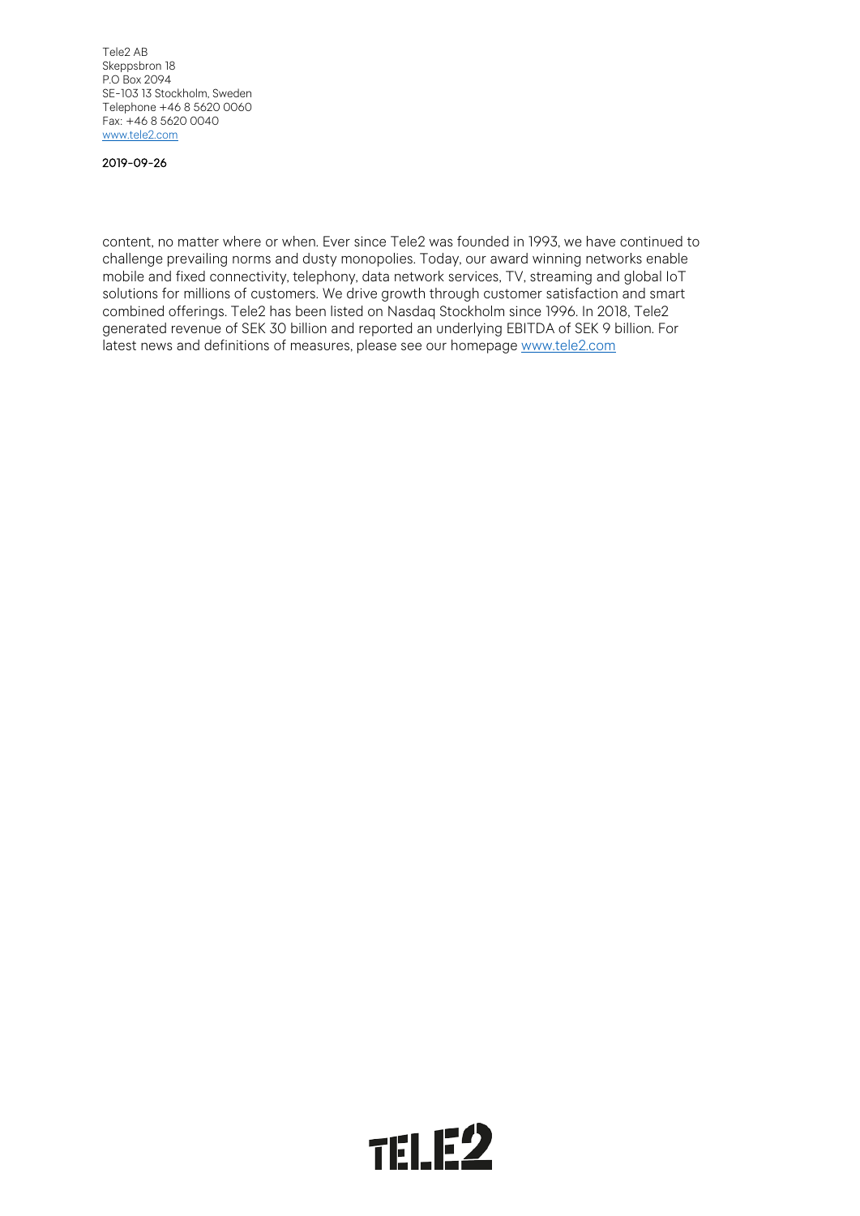content, no matter where or when. Ever since Tele2 was founded in 1993, we have continued to challenge prevailing norms and dusty monopolies. Today, our award winning networks enable mobile and fixed connectivity, telephony, data network services, TV, streaming and global IoT solutions for millions of customers. We drive growth through customer satisfaction and smart combined offerings. Tele2 has been listed on Nasdaq Stockholm since 1996. In 2018, Tele2 generated revenue of SEK 30 billion and reported an underlying EBITDA of SEK 9 billion. For latest news and definitions of measures, please see our homepage www.tele2.com